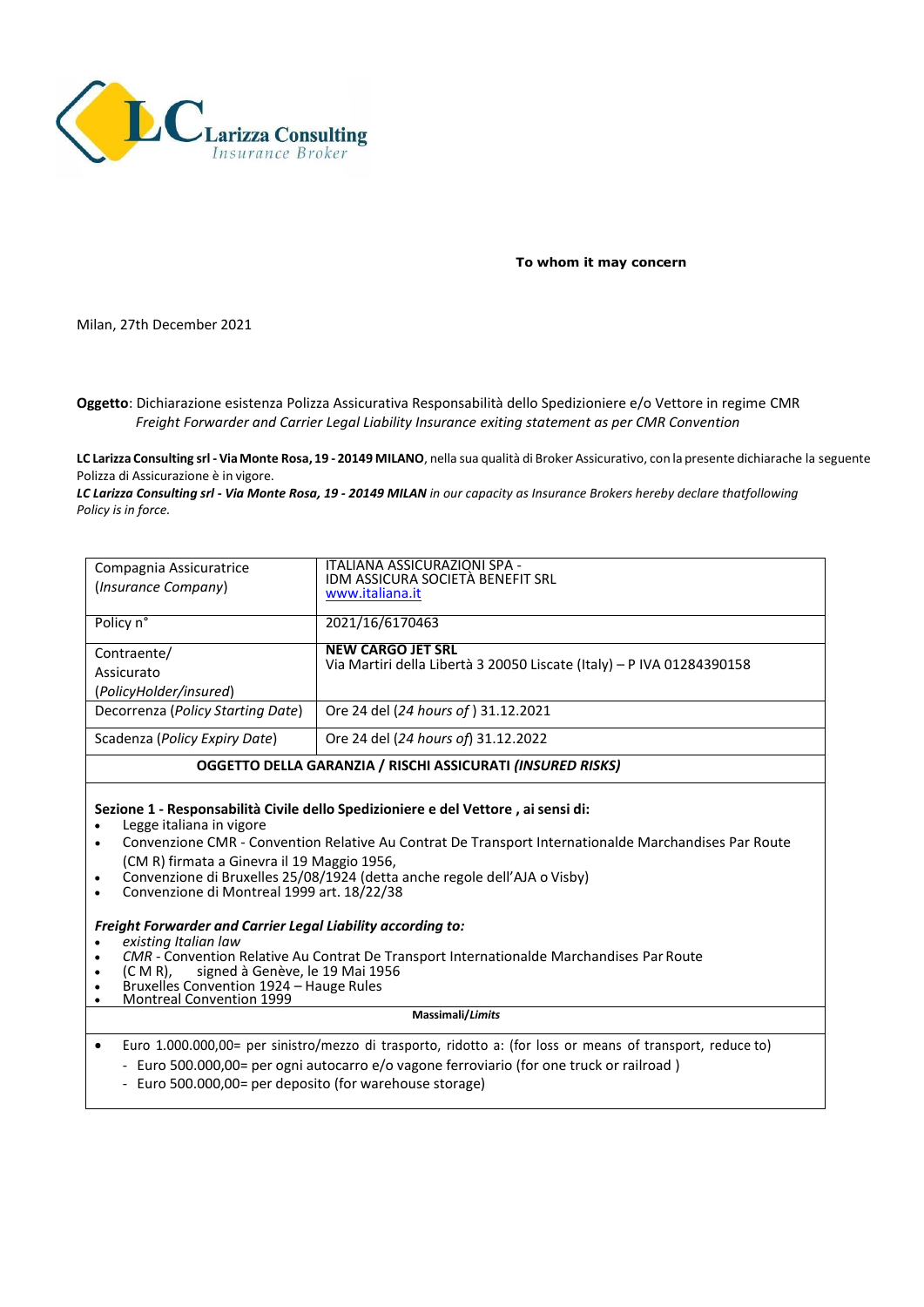**LC Larizza Consulting**
*Insurance Broker*

**To whom it may concern**

Milan, 27th December 2021

**Oggetto**: Dichiarazione esistenza Polizza Assicurativa Responsabilità dello Spedizioniere e/o Vettore in regime CMR
*Freight Forwarder and Carrier Legal Liability Insurance exiting statement as per CMR Convention*

**LC Larizza Consulting srl - Via Monte Rosa, 19 - 20149 MILANO**, nella sua qualità di Broker Assicurativo, con la presente dichiarache la seguente Polizza di Assicurazione è in vigore.
***LC Larizza Consulting srl - Via Monte Rosa, 19 - 20149 MILAN** in our capacity as Insurance Brokers hereby declare thatfollowing Policy is in force.*

| | |
|---|---|
| Compagnia Assicuratrice (*Insurance Company*) | ITALIANA ASSICURAZIONI SPA - IDM ASSICURA SOCIETÀ BENEFIT SRL www.italiana.it |
| Policy n° | 2021/16/6170463 |
| Contraente/ Assicurato (*PolicyHolder/insured*) | **NEW CARGO JET SRL** Via Martiri della Libertà 3 20050 Liscate (Italy) – P IVA 01284390158 |
| Decorrenza (*Policy Starting Date*) | Ore 24 del (*24 hours of* ) 31.12.2021 |
| Scadenza (*Policy Expiry Date*) | Ore 24 del (*24 hours of*) 31.12.2022 |

**OGGETTO DELLA GARANZIA / RISCHI ASSICURATI *(INSURED RISKS)***

**Sezione 1 - Responsabilità Civile dello Spedizioniere e del Vettore , ai sensi di:**

- Legge italiana in vigore
- Convenzione CMR - Convention Relative Au Contrat De Transport Internationalde Marchandises Par Route (CM R) firmata a Ginevra il 19 Maggio 1956,
- Convenzione di Bruxelles 25/08/1924 (detta anche regole dell'AJA o Visby)
- Convenzione di Montreal 1999 art. 18/22/38

***Freight Forwarder and Carrier Legal Liability according to:***

- *existing Italian law*
- *CMR* - Convention Relative Au Contrat De Transport Internationalde Marchandises Par Route
- (C M R), signed à Genève, le 19 Mai 1956
- Bruxelles Convention 1924 – Hauge Rules
- Montreal Convention 1999

**Massimali/*Limits***

- Euro 1.000.000,00= per sinistro/mezzo di trasporto, ridotto a: (for loss or means of transport, reduce to)
  - Euro 500.000,00= per ogni autocarro e/o vagone ferroviario (for one truck or railroad )
  - Euro 500.000,00= per deposito (for warehouse storage)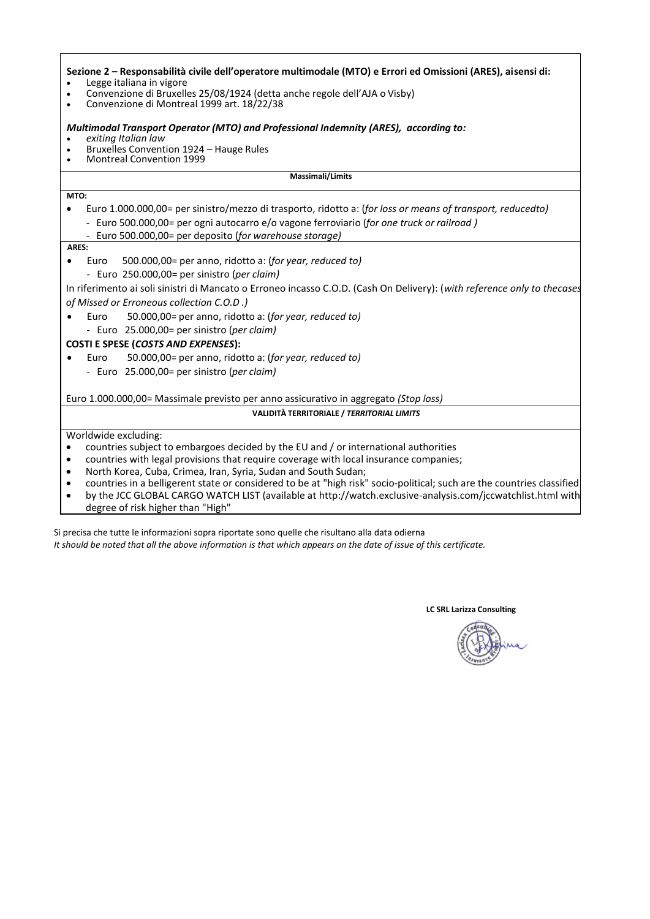**Sezione 2 – Responsabilità civile dell'operatore multimodale (MTO) e Errori ed Omissioni (ARES), aisensi di:**

- Legge italiana in vigore
- Convenzione di Bruxelles 25/08/1924 (detta anche regole dell'AJA o Visby)
- Convenzione di Montreal 1999 art. 18/22/38

***Multimodal Transport Operator (MTO) and Professional Indemnity (ARES), according to:***

- *exiting Italian law*
- Bruxelles Convention 1924 – Hauge Rules
- Montreal Convention 1999

**Massimali/Limits**

**MTO:**

- Euro 1.000.000,00= per sinistro/mezzo di trasporto, ridotto a: (*for loss or means of transport, reducedto)*
  - Euro 500.000,00= per ogni autocarro e/o vagone ferroviario (*for one truck or railroad )*
  - Euro 500.000,00= per deposito (*for warehouse storage)*

**ARES:**

- Euro 500.000,00= per anno, ridotto a: (*for year, reduced to)*
  - Euro 250.000,00= per sinistro (*per claim)*

In riferimento ai soli sinistri di Mancato o Erroneo incasso C.O.D. (Cash On Delivery): (*with reference only to thecases of Missed or Erroneous collection C.O.D .)*

- Euro 50.000,00= per anno, ridotto a: (*for year, reduced to)*
  - Euro 25.000,00= per sinistro (*per claim)*

**COSTI E SPESE (*COSTS AND EXPENSES*):**

- Euro 50.000,00= per anno, ridotto a: (*for year, reduced to)*
  - Euro 25.000,00= per sinistro (*per claim)*

Euro 1.000.000,00= Massimale previsto per anno assicurativo in aggregato *(Stop loss)*

**VALIDITÀ TERRITORIALE / *TERRITORIAL LIMITS***

Worldwide excluding:

- countries subject to embargoes decided by the EU and / or international authorities
- countries with legal provisions that require coverage with local insurance companies;
- North Korea, Cuba, Crimea, Iran, Syria, Sudan and South Sudan;
- countries in a belligerent state or considered to be at "high risk" socio-political; such are the countries classified
- by the JCC GLOBAL CARGO WATCH LIST (available at http://watch.exclusive-analysis.com/jccwatchlist.html with degree of risk higher than "High"

Si precisa che tutte le informazioni sopra riportate sono quelle che risultano alla data odierna
*It should be noted that all the above information is that which appears on the date of issue of this certificate.*

**LC SRL Larizza Consulting**